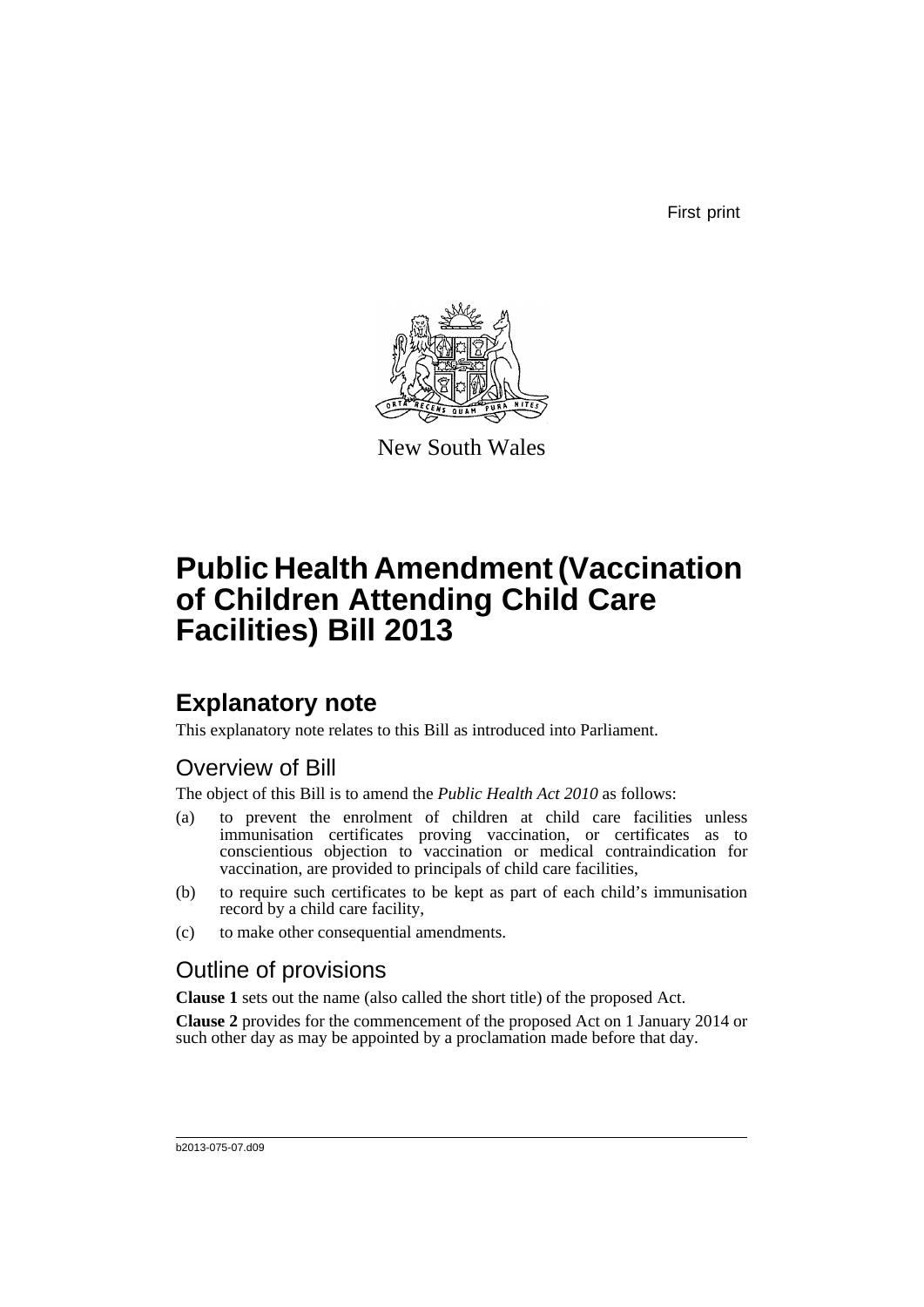First print

New South Wales

# Public Health Amendment (Vaccination of Children Attending Child Care Facilities) Bill 2013

## Explanatory note

This explanatory note relates to this Bill as introduced into Parliament.

### Overview of Bill

The object of this Bill is to amend the *Public Health Act 2010* as follows:

(a) to prevent the enrolment of children at child care facilities unless immunisation certificates proving vaccination, or certificates as to conscientious objection to vaccination or medical contraindication for vaccination, are provided to principals of child care facilities,

(b) to require such certificates to be kept as part of each child's immunisation record by a child care facility,

(c) to make other consequential amendments.

### Outline of provisions

**Clause 1** sets out the name (also called the short title) of the proposed Act.

**Clause 2** provides for the commencement of the proposed Act on 1 January 2014 or such other day as may be appointed by a proclamation made before that day.

b2013-075-07.d09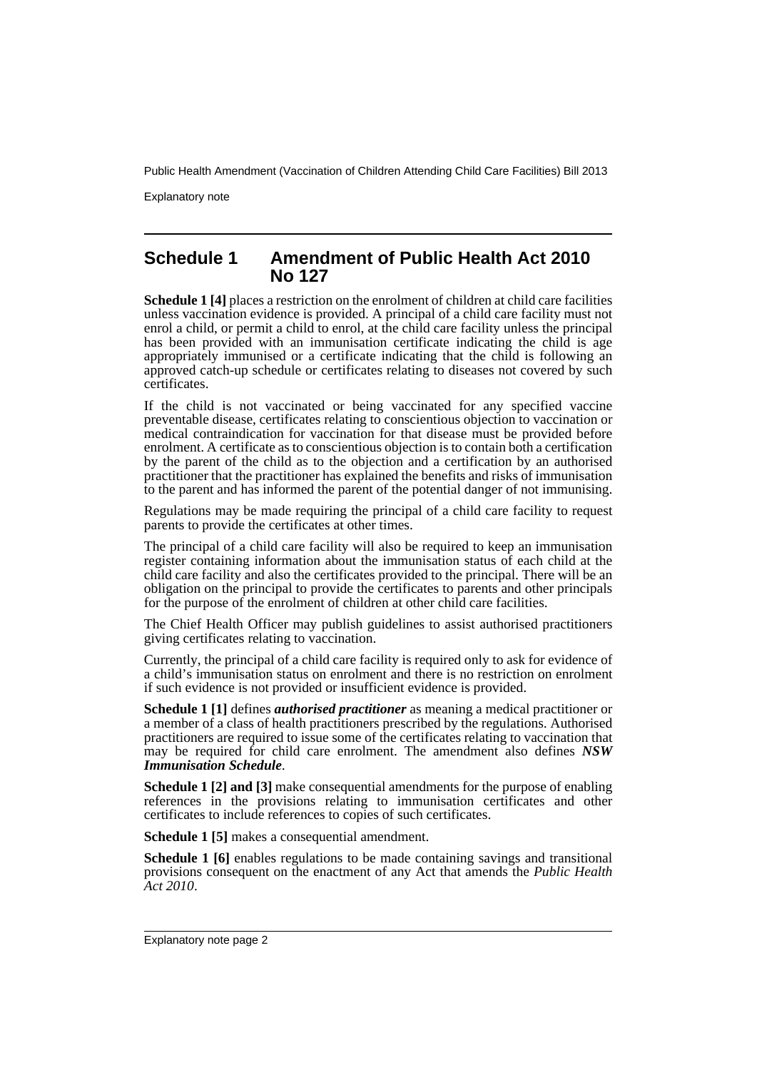## Schedule 1 Amendment of Public Health Act 2010 No 127

**Schedule 1 [4]** places a restriction on the enrolment of children at child care facilities unless vaccination evidence is provided. A principal of a child care facility must not enrol a child, or permit a child to enrol, at the child care facility unless the principal has been provided with an immunisation certificate indicating the child is age appropriately immunised or a certificate indicating that the child is following an approved catch-up schedule or certificates relating to diseases not covered by such certificates.

If the child is not vaccinated or being vaccinated for any specified vaccine preventable disease, certificates relating to conscientious objection to vaccination or medical contraindication for vaccination for that disease must be provided before enrolment. A certificate as to conscientious objection is to contain both a certification by the parent of the child as to the objection and a certification by an authorised practitioner that the practitioner has explained the benefits and risks of immunisation to the parent and has informed the parent of the potential danger of not immunising.

Regulations may be made requiring the principal of a child care facility to request parents to provide the certificates at other times.

The principal of a child care facility will also be required to keep an immunisation register containing information about the immunisation status of each child at the child care facility and also the certificates provided to the principal. There will be an obligation on the principal to provide the certificates to parents and other principals for the purpose of the enrolment of children at other child care facilities.

The Chief Health Officer may publish guidelines to assist authorised practitioners giving certificates relating to vaccination.

Currently, the principal of a child care facility is required only to ask for evidence of a child's immunisation status on enrolment and there is no restriction on enrolment if such evidence is not provided or insufficient evidence is provided.

**Schedule 1 [1]** defines ***authorised practitioner*** as meaning a medical practitioner or a member of a class of health practitioners prescribed by the regulations. Authorised practitioners are required to issue some of the certificates relating to vaccination that may be required for child care enrolment. The amendment also defines ***NSW Immunisation Schedule***.

**Schedule 1 [2] and [3]** make consequential amendments for the purpose of enabling references in the provisions relating to immunisation certificates and other certificates to include references to copies of such certificates.

**Schedule 1 [5]** makes a consequential amendment.

**Schedule 1 [6]** enables regulations to be made containing savings and transitional provisions consequent on the enactment of any Act that amends the *Public Health Act 2010*.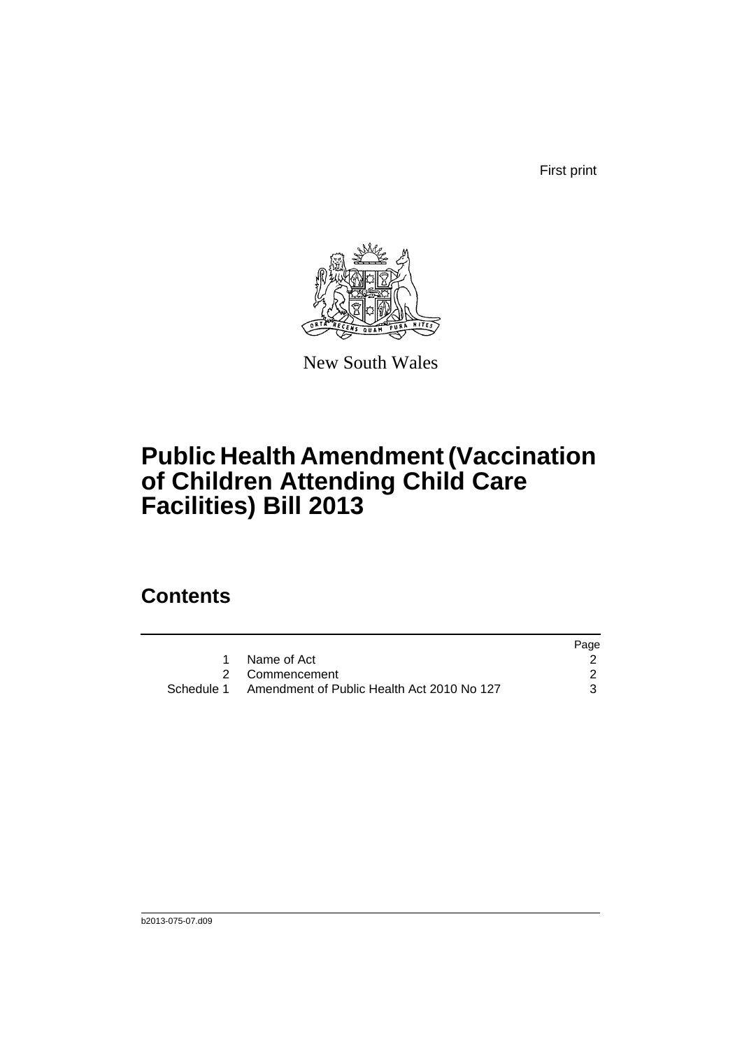First print

New South Wales

# Public Health Amendment (Vaccination of Children Attending Child Care Facilities) Bill 2013

## Contents

| | | Page |
|---|---|---|
| 1 | Name of Act | 2 |
| 2 | Commencement | 2 |
| Schedule 1 | Amendment of Public Health Act 2010 No 127 | 3 |

b2013-075-07.d09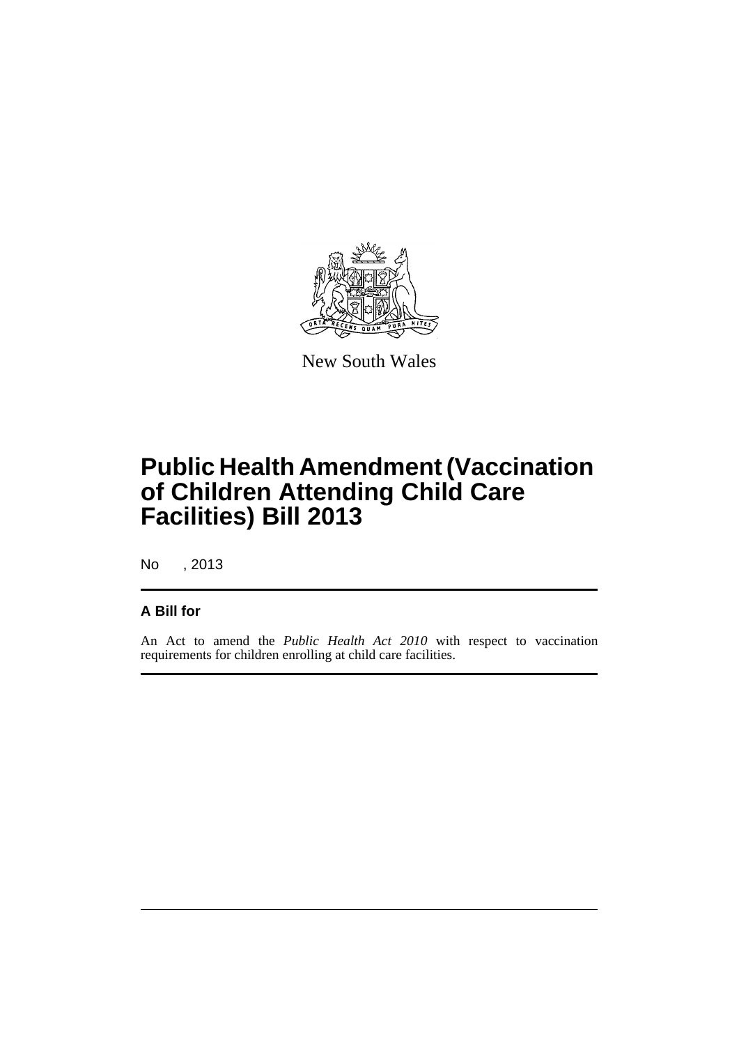New South Wales

# Public Health Amendment (Vaccination of Children Attending Child Care Facilities) Bill 2013

No , 2013

## A Bill for

An Act to amend the *Public Health Act 2010* with respect to vaccination requirements for children enrolling at child care facilities.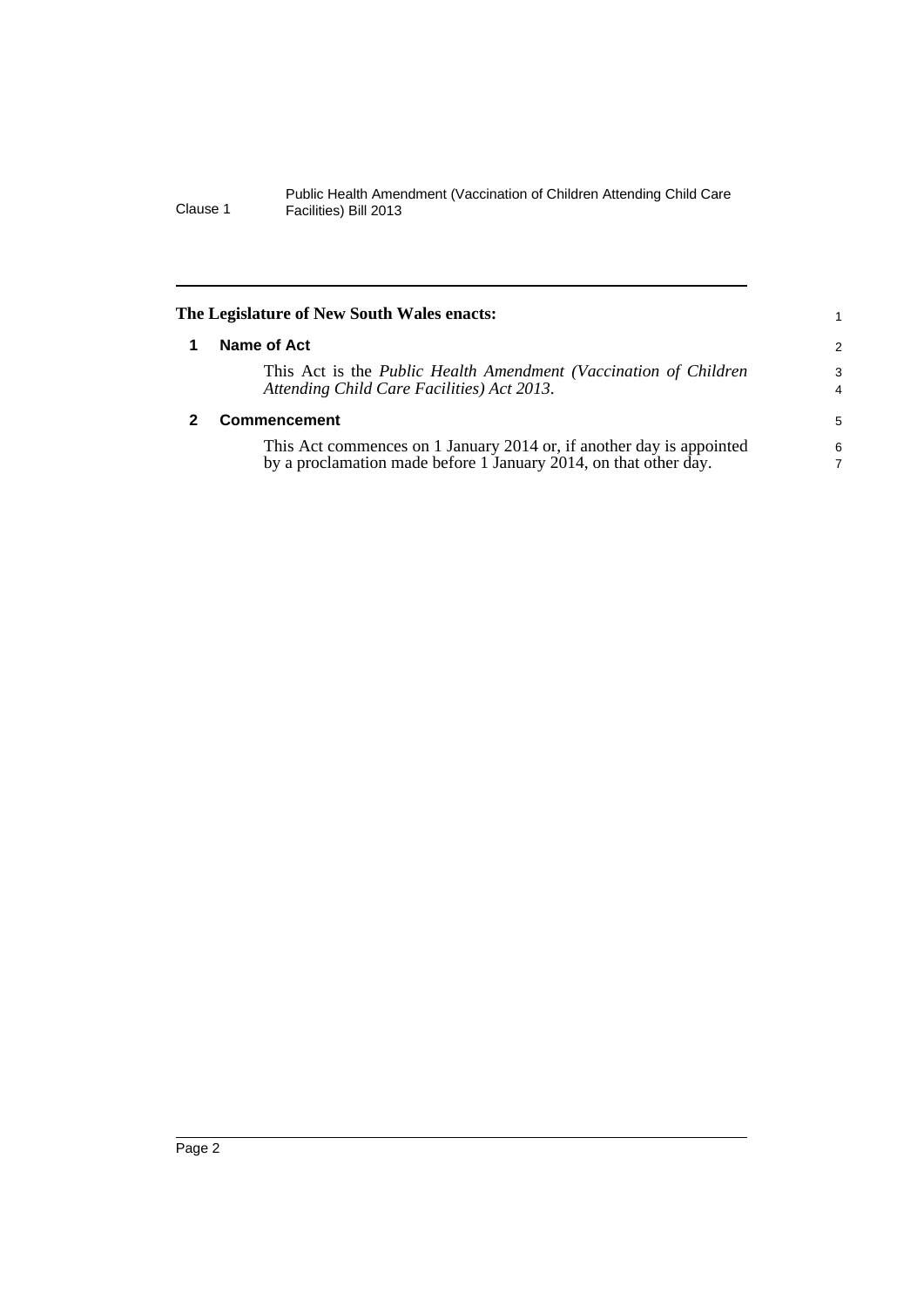**The Legislature of New South Wales enacts:**

## 1 Name of Act

This Act is the *Public Health Amendment (Vaccination of Children Attending Child Care Facilities) Act 2013*.

## 2 Commencement

This Act commences on 1 January 2014 or, if another day is appointed by a proclamation made before 1 January 2014, on that other day.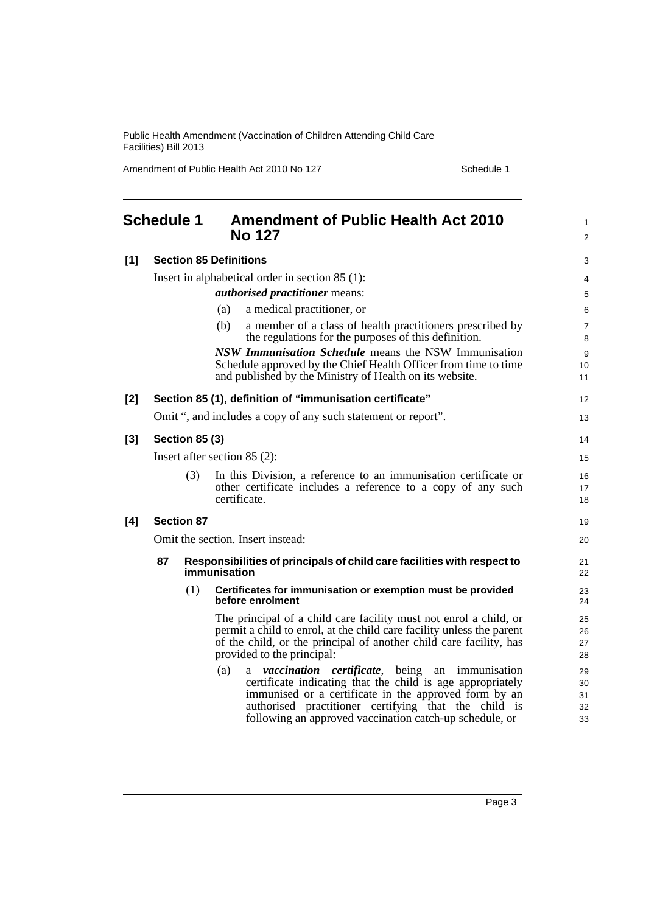# Schedule 1 Amendment of Public Health Act 2010 No 127

**[1] Section 85 Definitions**

Insert in alphabetical order in section 85 (1):

***authorised practitioner*** means:

(a) a medical practitioner, or

(b) a member of a class of health practitioners prescribed by the regulations for the purposes of this definition.

***NSW Immunisation Schedule*** means the NSW Immunisation Schedule approved by the Chief Health Officer from time to time and published by the Ministry of Health on its website.

**[2] Section 85 (1), definition of "immunisation certificate"**

Omit ", and includes a copy of any such statement or report".

**[3] Section 85 (3)**

Insert after section 85 (2):

(3) In this Division, a reference to an immunisation certificate or other certificate includes a reference to a copy of any such certificate.

**[4] Section 87**

Omit the section. Insert instead:

**87 Responsibilities of principals of child care facilities with respect to immunisation**

(1) **Certificates for immunisation or exemption must be provided before enrolment**

The principal of a child care facility must not enrol a child, or permit a child to enrol, at the child care facility unless the parent of the child, or the principal of another child care facility, has provided to the principal:

(a) a ***vaccination certificate***, being an immunisation certificate indicating that the child is age appropriately immunised or a certificate in the approved form by an authorised practitioner certifying that the child is following an approved vaccination catch-up schedule, or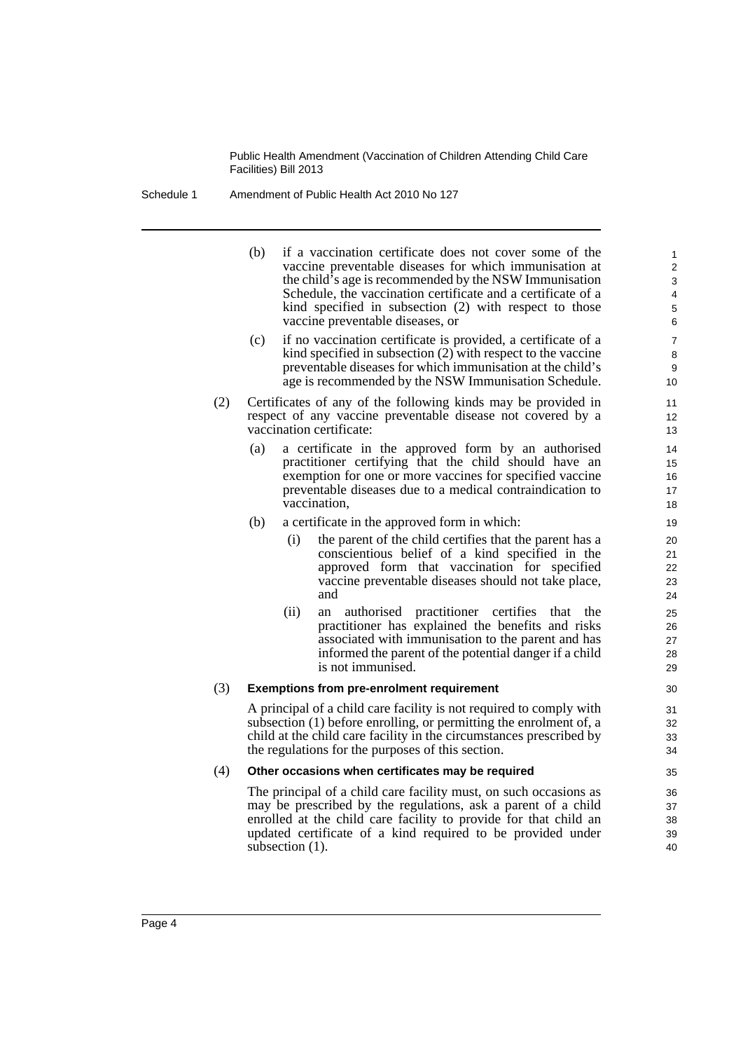(b) if a vaccination certificate does not cover some of the vaccine preventable diseases for which immunisation at the child's age is recommended by the NSW Immunisation Schedule, the vaccination certificate and a certificate of a kind specified in subsection (2) with respect to those vaccine preventable diseases, or

(c) if no vaccination certificate is provided, a certificate of a kind specified in subsection (2) with respect to the vaccine preventable diseases for which immunisation at the child's age is recommended by the NSW Immunisation Schedule.

(2) Certificates of any of the following kinds may be provided in respect of any vaccine preventable disease not covered by a vaccination certificate:

(a) a certificate in the approved form by an authorised practitioner certifying that the child should have an exemption for one or more vaccines for specified vaccine preventable diseases due to a medical contraindication to vaccination,

(b) a certificate in the approved form in which:

(i) the parent of the child certifies that the parent has a conscientious belief of a kind specified in the approved form that vaccination for specified vaccine preventable diseases should not take place, and

(ii) an authorised practitioner certifies that the practitioner has explained the benefits and risks associated with immunisation to the parent and has informed the parent of the potential danger if a child is not immunised.

(3) **Exemptions from pre-enrolment requirement**

A principal of a child care facility is not required to comply with subsection (1) before enrolling, or permitting the enrolment of, a child at the child care facility in the circumstances prescribed by the regulations for the purposes of this section.

(4) **Other occasions when certificates may be required**

The principal of a child care facility must, on such occasions as may be prescribed by the regulations, ask a parent of a child enrolled at the child care facility to provide for that child an updated certificate of a kind required to be provided under subsection (1).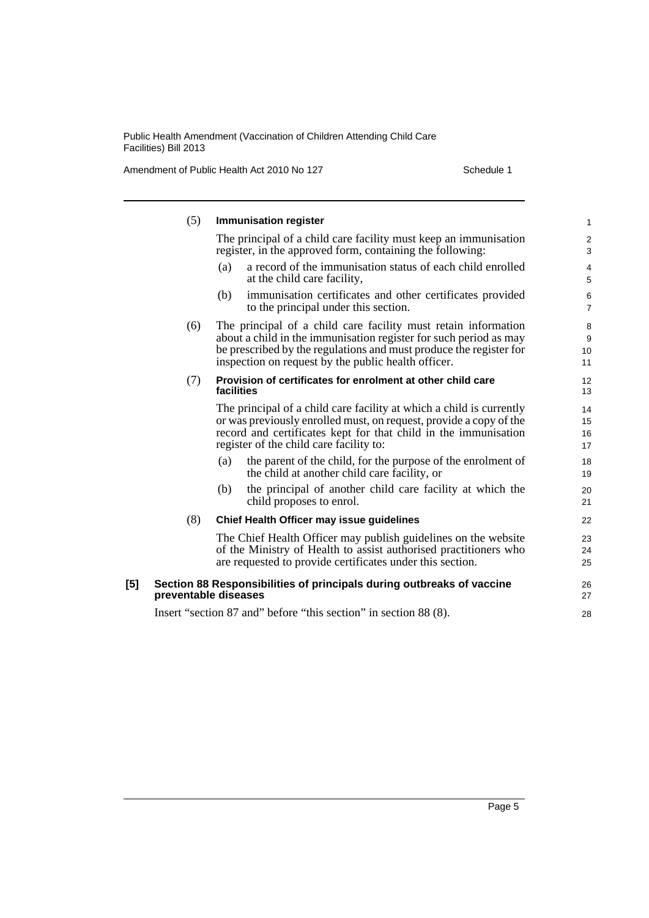(5) **Immunisation register**

The principal of a child care facility must keep an immunisation register, in the approved form, containing the following:

(a) a record of the immunisation status of each child enrolled at the child care facility,

(b) immunisation certificates and other certificates provided to the principal under this section.

(6) The principal of a child care facility must retain information about a child in the immunisation register for such period as may be prescribed by the regulations and must produce the register for inspection on request by the public health officer.

(7) **Provision of certificates for enrolment at other child care facilities**

The principal of a child care facility at which a child is currently or was previously enrolled must, on request, provide a copy of the record and certificates kept for that child in the immunisation register of the child care facility to:

(a) the parent of the child, for the purpose of the enrolment of the child at another child care facility, or

(b) the principal of another child care facility at which the child proposes to enrol.

(8) **Chief Health Officer may issue guidelines**

The Chief Health Officer may publish guidelines on the website of the Ministry of Health to assist authorised practitioners who are requested to provide certificates under this section.

**[5] Section 88 Responsibilities of principals during outbreaks of vaccine preventable diseases**

Insert "section 87 and" before "this section" in section 88 (8).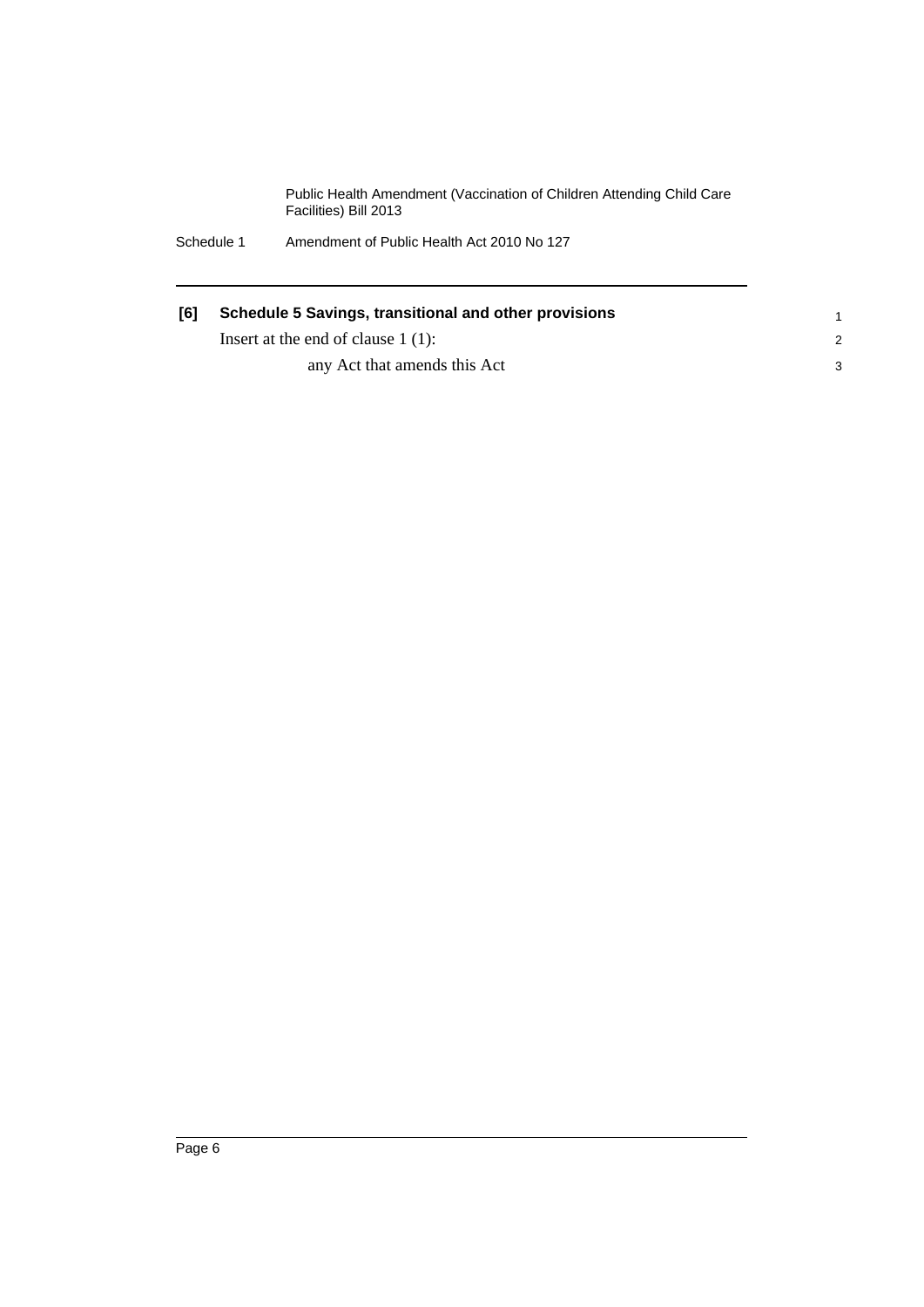**[6] Schedule 5 Savings, transitional and other provisions**

Insert at the end of clause 1 (1):

any Act that amends this Act